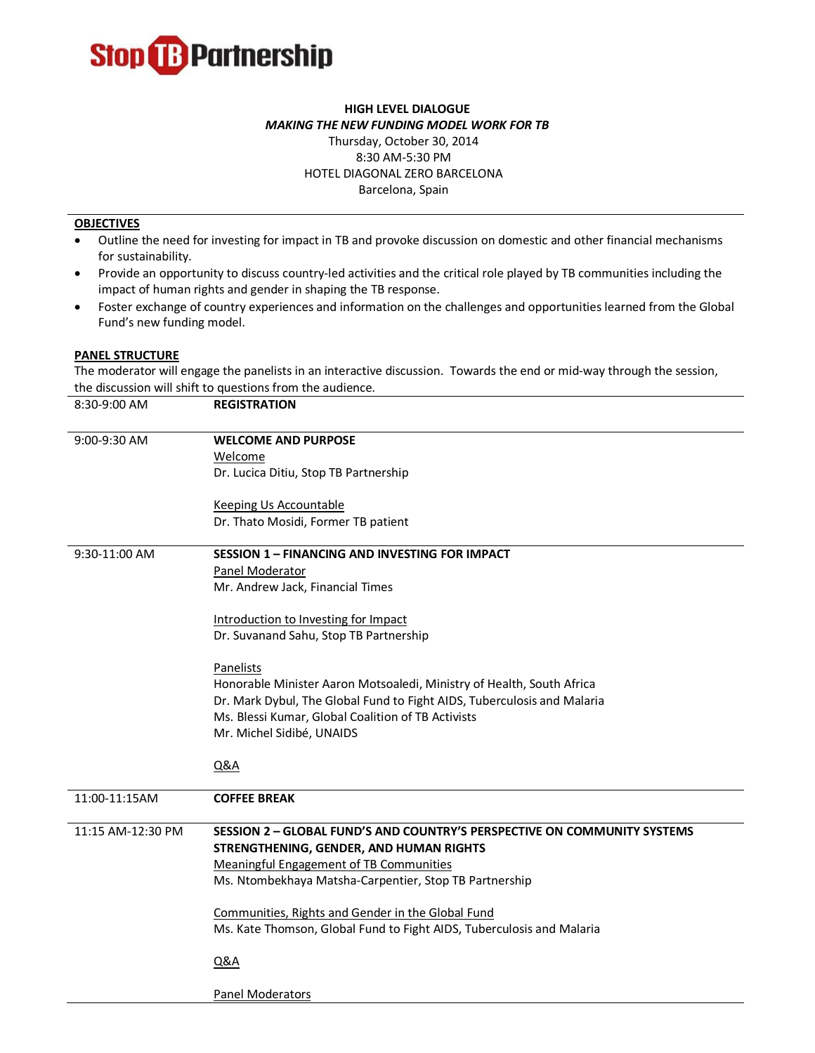**Stop TB Partnership**

**HIGH LEVEL DIALOGUE**

***MAKING THE NEW FUNDING MODEL WORK FOR TB***

Thursday, October 30, 2014

8:30 AM-5:30 PM

HOTEL DIAGONAL ZERO BARCELONA

Barcelona, Spain

## OBJECTIVES

- Outline the need for investing for impact in TB and provoke discussion on domestic and other financial mechanisms for sustainability.
- Provide an opportunity to discuss country-led activities and the critical role played by TB communities including the impact of human rights and gender in shaping the TB response.
- Foster exchange of country experiences and information on the challenges and opportunities learned from the Global Fund's new funding model.

## PANEL STRUCTURE

The moderator will engage the panelists in an interactive discussion. Towards the end or mid-way through the session, the discussion will shift to questions from the audience.

| | |
|---|---|
| 8:30-9:00 AM | **REGISTRATION** |
| 9:00-9:30 AM | **WELCOME AND PURPOSE**<br>Welcome<br>Dr. Lucica Ditiu, Stop TB Partnership<br><br>Keeping Us Accountable<br>Dr. Thato Mosidi, Former TB patient |
| 9:30-11:00 AM | **SESSION 1 – FINANCING AND INVESTING FOR IMPACT**<br>Panel Moderator<br>Mr. Andrew Jack, Financial Times<br><br>Introduction to Investing for Impact<br>Dr. Suvanand Sahu, Stop TB Partnership<br><br>Panelists<br>Honorable Minister Aaron Motsoaledi, Ministry of Health, South Africa<br>Dr. Mark Dybul, The Global Fund to Fight AIDS, Tuberculosis and Malaria<br>Ms. Blessi Kumar, Global Coalition of TB Activists<br>Mr. Michel Sidibé, UNAIDS<br><br>Q&A |
| 11:00-11:15AM | **COFFEE BREAK** |
| 11:15 AM-12:30 PM | **SESSION 2 – GLOBAL FUND'S AND COUNTRY'S PERSPECTIVE ON COMMUNITY SYSTEMS STRENGTHENING, GENDER, AND HUMAN RIGHTS**<br>Meaningful Engagement of TB Communities<br>Ms. Ntombekhaya Matsha-Carpentier, Stop TB Partnership<br><br>Communities, Rights and Gender in the Global Fund<br>Ms. Kate Thomson, Global Fund to Fight AIDS, Tuberculosis and Malaria<br><br>Q&A<br><br>Panel Moderators |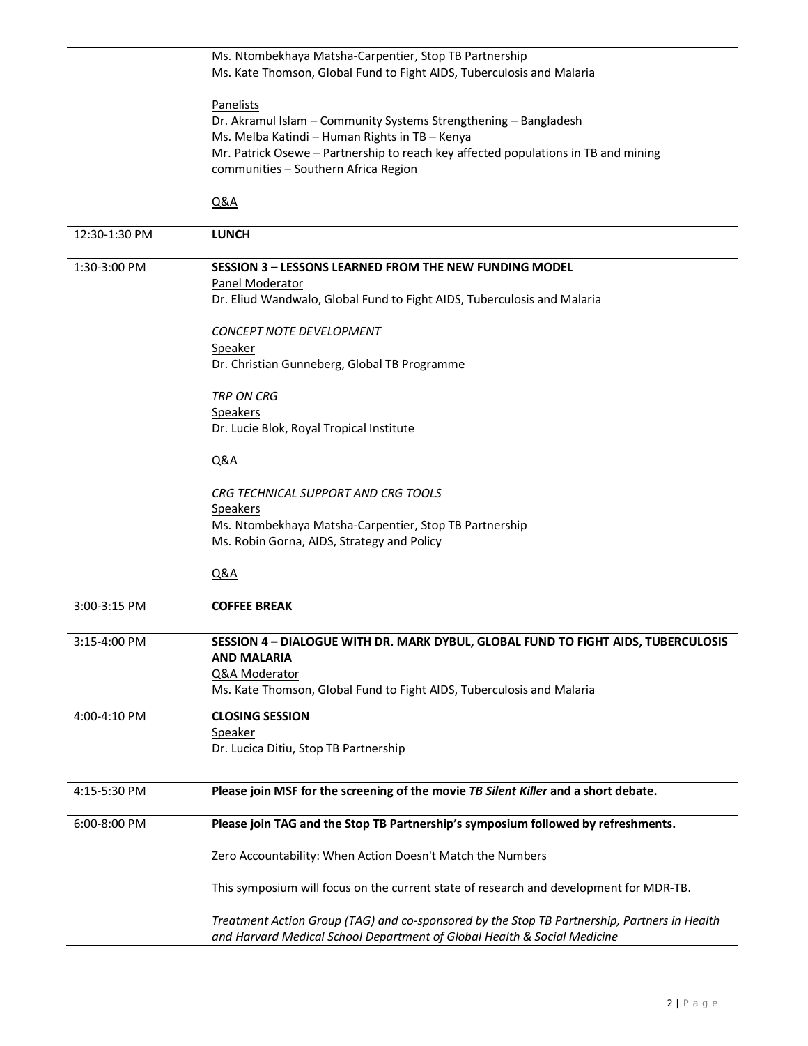| | |
|---|---|
| | Ms. Ntombekhaya Matsha-Carpentier, Stop TB Partnership<br>Ms. Kate Thomson, Global Fund to Fight AIDS, Tuberculosis and Malaria<br><br>Panelists<br>Dr. Akramul Islam – Community Systems Strengthening – Bangladesh<br>Ms. Melba Katindi – Human Rights in TB – Kenya<br>Mr. Patrick Osewe – Partnership to reach key affected populations in TB and mining communities – Southern Africa Region<br><br>Q&A |
| 12:30-1:30 PM | **LUNCH** |
| 1:30-3:00 PM | **SESSION 3 – LESSONS LEARNED FROM THE NEW FUNDING MODEL**<br>Panel Moderator<br>Dr. Eliud Wandwalo, Global Fund to Fight AIDS, Tuberculosis and Malaria<br><br>*CONCEPT NOTE DEVELOPMENT*<br>Speaker<br>Dr. Christian Gunneberg, Global TB Programme<br><br>*TRP ON CRG*<br>Speakers<br>Dr. Lucie Blok, Royal Tropical Institute<br><br>Q&A<br><br>*CRG TECHNICAL SUPPORT AND CRG TOOLS*<br>Speakers<br>Ms. Ntombekhaya Matsha-Carpentier, Stop TB Partnership<br>Ms. Robin Gorna, AIDS, Strategy and Policy<br><br>Q&A |
| 3:00-3:15 PM | **COFFEE BREAK** |
| 3:15-4:00 PM | **SESSION 4 – DIALOGUE WITH DR. MARK DYBUL, GLOBAL FUND TO FIGHT AIDS, TUBERCULOSIS AND MALARIA**<br>Q&A Moderator<br>Ms. Kate Thomson, Global Fund to Fight AIDS, Tuberculosis and Malaria |
| 4:00-4:10 PM | **CLOSING SESSION**<br>Speaker<br>Dr. Lucica Ditiu, Stop TB Partnership |
| 4:15-5:30 PM | **Please join MSF for the screening of the movie *TB Silent Killer* and a short debate.** |
| 6:00-8:00 PM | **Please join TAG and the Stop TB Partnership's symposium followed by refreshments.**<br><br>Zero Accountability: When Action Doesn't Match the Numbers<br><br>This symposium will focus on the current state of research and development for MDR-TB.<br><br>*Treatment Action Group (TAG) and co-sponsored by the Stop TB Partnership, Partners in Health and Harvard Medical School Department of Global Health & Social Medicine* |